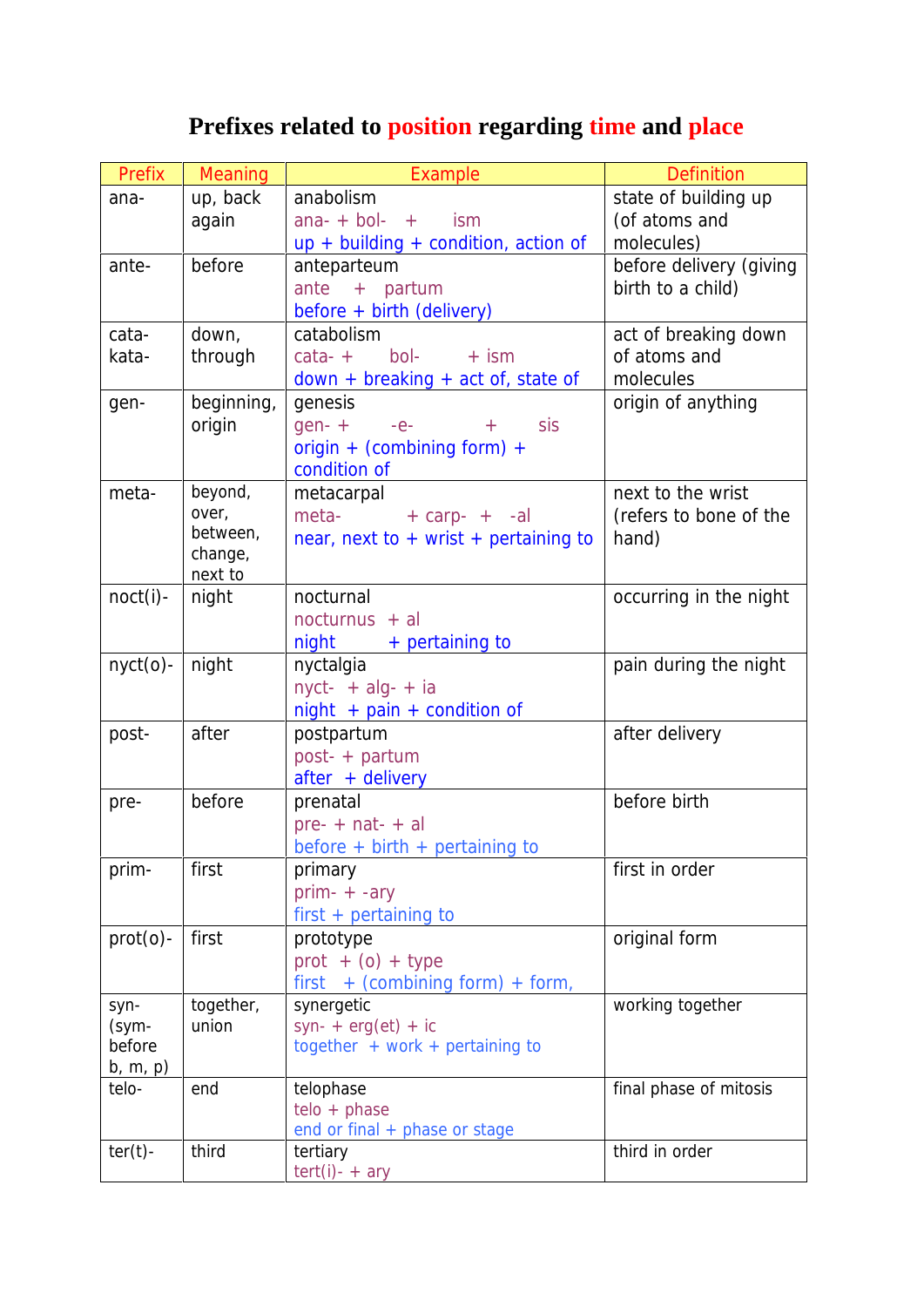# Prefixes related to position regarding time and place

| Prefix | Meaning | Example | Definition |
|---|---|---|---|
| ana- | up, back again | anabolism<br>ana- + bol- + ism<br>up + building + condition, action of | state of building up (of atoms and molecules) |
| ante- | before | anteparteum<br>ante + partum<br>before + birth (delivery) | before delivery (giving birth to a child) |
| cata-<br>kata- | down, through | catabolism<br>cata- + bol- + ism<br>down + breaking + act of, state of | act of breaking down of atoms and molecules |
| gen- | beginning, origin | genesis<br>gen- + -e- + sis<br>origin + (combining form) + condition of | origin of anything |
| meta- | beyond, over, between, change, next to | metacarpal<br>meta- + carp- + -al<br>near, next to + wrist + pertaining to | next to the wrist (refers to bone of the hand) |
| noct(i)- | night | nocturnal<br>nocturnus + al<br>night + pertaining to | occurring in the night |
| nyct(o)- | night | nyctalgia<br>nyct- + alg- + ia<br>night + pain + condition of | pain during the night |
| post- | after | postpartum<br>post- + partum<br>after + delivery | after delivery |
| pre- | before | prenatal<br>pre- + nat- + al<br>before + birth + pertaining to | before birth |
| prim- | first | primary<br>prim- + -ary<br>first + pertaining to | first in order |
| prot(o)- | first | prototype<br>prot + (o) + type<br>first + (combining form) + form, | original form |
| syn-<br>(sym- before b, m, p) | together, union | synergetic<br>syn- + erg(et) + ic<br>together + work + pertaining to | working together |
| telo- | end | telophase<br>telo + phase<br>end or final + phase or stage | final phase of mitosis |
| ter(t)- | third | tertiary<br>tert(i)- + ary | third in order |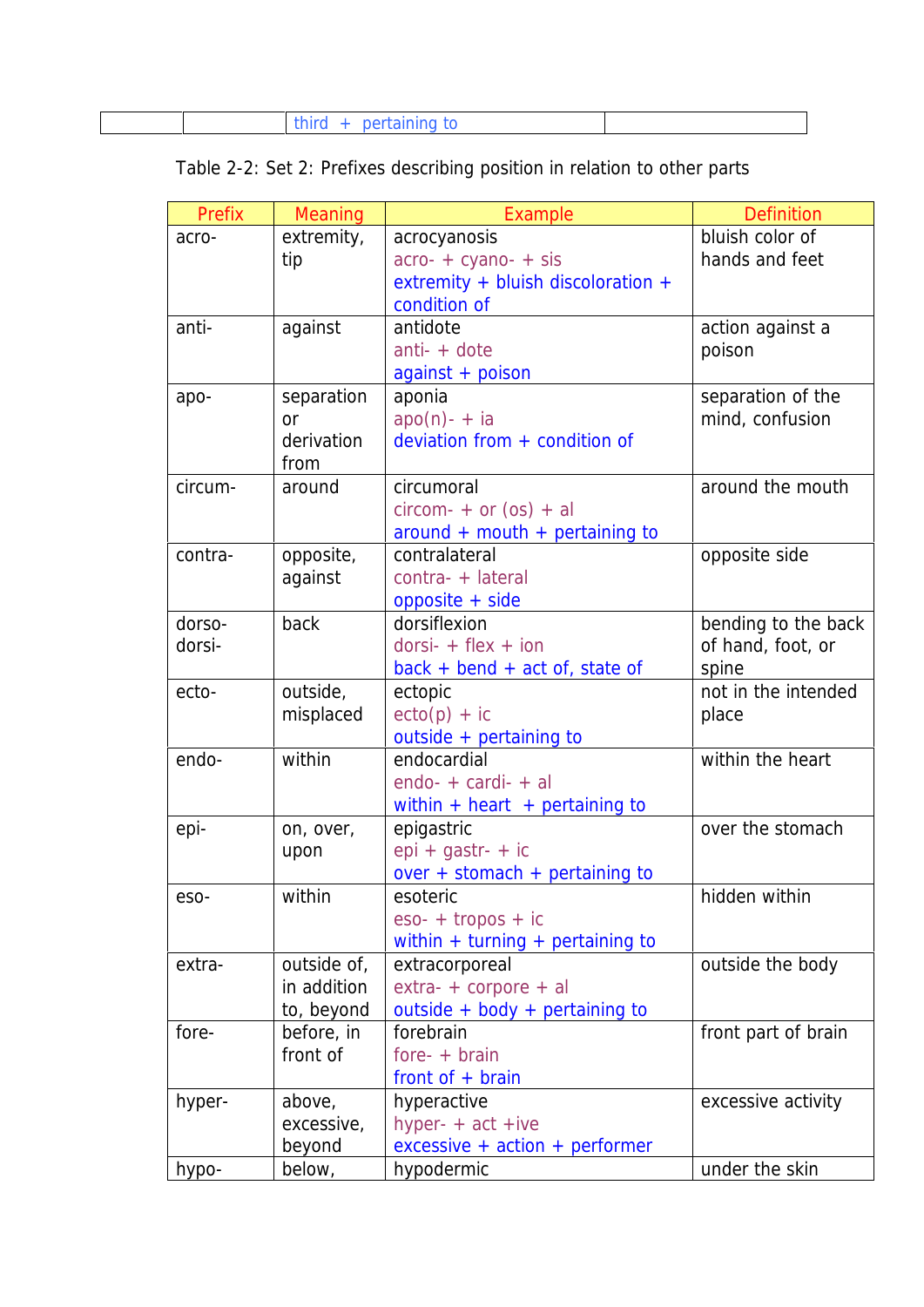| | | third + pertaining to | |
|---|---|---|---|

Table 2-2: Set 2: Prefixes describing position in relation to other parts

| Prefix | Meaning | Example | Definition |
|---|---|---|---|
| acro- | extremity, tip | acrocyanosis<br>acro- + cyano- + sis<br>extremity + bluish discoloration + condition of | bluish color of hands and feet |
| anti- | against | antidote<br>anti- + dote<br>against + poison | action against a poison |
| apo- | separation or derivation from | aponia<br>apo(n)- + ia<br>deviation from + condition of | separation of the mind, confusion |
| circum- | around | circumoral<br>circom- + or (os) + al<br>around + mouth + pertaining to | around the mouth |
| contra- | opposite, against | contralateral<br>contra- + lateral<br>opposite + side | opposite side |
| dorso-<br>dorsi- | back | dorsiflexion<br>dorsi- + flex + ion<br>back + bend + act of, state of | bending to the back of hand, foot, or spine |
| ecto- | outside, misplaced | ectopic<br>ecto(p) + ic<br>outside + pertaining to | not in the intended place |
| endo- | within | endocardial<br>endo- + cardi- + al<br>within + heart + pertaining to | within the heart |
| epi- | on, over, upon | epigastric<br>epi + gastr- + ic<br>over + stomach + pertaining to | over the stomach |
| eso- | within | esoteric<br>eso- + tropos + ic<br>within + turning + pertaining to | hidden within |
| extra- | outside of, in addition to, beyond | extracorporeal<br>extra- + corpore + al<br>outside + body + pertaining to | outside the body |
| fore- | before, in front of | forebrain<br>fore- + brain<br>front of + brain | front part of brain |
| hyper- | above, excessive, beyond | hyperactive<br>hyper- + act +ive<br>excessive + action + performer | excessive activity |
| hypo- | below, | hypodermic | under the skin |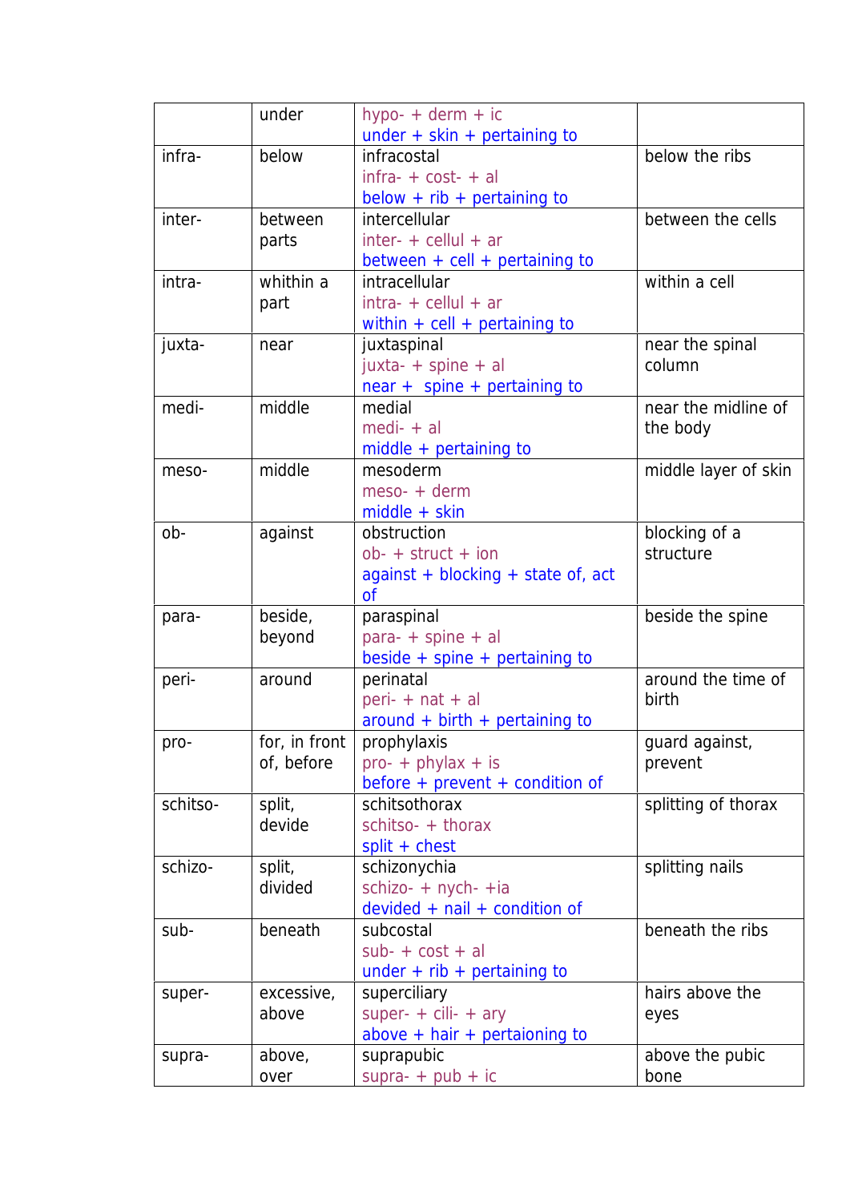|  | under | hypo- + derm + ic<br>under + skin + pertaining to |  |
|---|---|---|---|
| infra- | below | infracostal<br>infra- + cost- + al<br>below + rib + pertaining to | below the ribs |
| inter- | between parts | intercellular<br>inter- + cellul + ar<br>between + cell + pertaining to | between the cells |
| intra- | whithin a part | intracellular<br>intra- + cellul + ar<br>within + cell + pertaining to | within a cell |
| juxta- | near | juxtaspinal<br>juxta- + spine + al<br>near + spine + pertaining to | near the spinal column |
| medi- | middle | medial<br>medi- + al<br>middle + pertaining to | near the midline of the body |
| meso- | middle | mesoderm<br>meso- + derm<br>middle + skin | middle layer of skin |
| ob- | against | obstruction<br>ob- + struct + ion<br>against + blocking + state of, act of | blocking of a structure |
| para- | beside, beyond | paraspinal<br>para- + spine + al<br>beside + spine + pertaining to | beside the spine |
| peri- | around | perinatal<br>peri- + nat + al<br>around + birth + pertaining to | around the time of birth |
| pro- | for, in front of, before | prophylaxis<br>pro- + phylax + is<br>before + prevent + condition of | guard against, prevent |
| schitso- | split, devide | schitsothorax<br>schitso- + thorax<br>split + chest | splitting of thorax |
| schizo- | split, divided | schizonychia<br>schizo- + nych- +ia<br>devided + nail + condition of | splitting nails |
| sub- | beneath | subcostal<br>sub- + cost + al<br>under + rib + pertaining to | beneath the ribs |
| super- | excessive, above | superciliary<br>super- + cili- + ary<br>above + hair + pertaioning to | hairs above the eyes |
| supra- | above, over | suprapubic<br>supra- + pub + ic | above the pubic bone |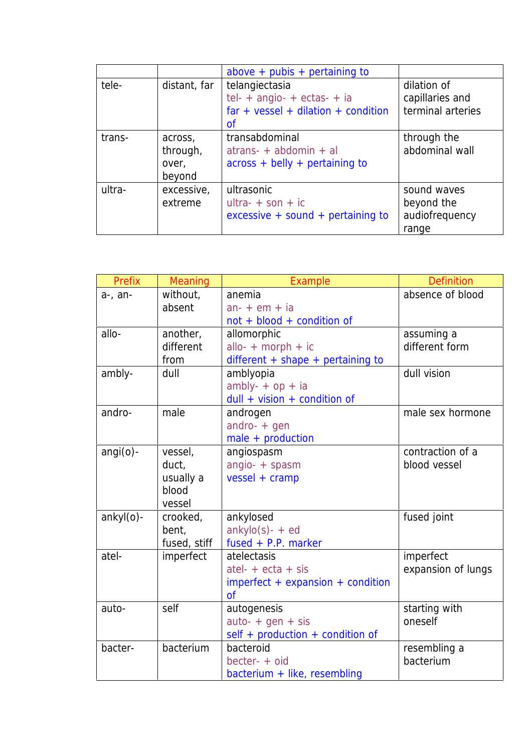| | | above + pubis + pertaining to | |
|---|---|---|---|
| tele- | distant, far | telangiectasia<br>tel- + angio- + ectas- + ia<br>far + vessel + dilation + condition of | dilation of capillaries and terminal arteries |
| trans- | across, through, over, beyond | transabdominal<br>atrans- + abdomin + al<br>across + belly + pertaining to | through the abdominal wall |
| ultra- | excessive, extreme | ultrasonic<br>ultra- + son + ic<br>excessive + sound + pertaining to | sound waves beyond the audiofrequency range |

| Prefix | Meaning | Example | Definition |
|---|---|---|---|
| a-, an- | without, absent | anemia<br>an- + em + ia<br>not + blood + condition of | absence of blood |
| allo- | another, different from | allomorphic<br>allo- + morph + ic<br>different + shape + pertaining to | assuming a different form |
| ambly- | dull | amblyopia<br>ambly- + op + ia<br>dull + vision + condition of | dull vision |
| andro- | male | androgen<br>andro- + gen<br>male + production | male sex hormone |
| angi(o)- | vessel, duct, usually a blood vessel | angiospasm<br>angio- + spasm<br>vessel + cramp | contraction of a blood vessel |
| ankyl(o)- | crooked, bent, fused, stiff | ankylosed<br>ankylo(s)- + ed<br>fused + P.P. marker | fused joint |
| atel- | imperfect | atelectasis<br>atel- + ecta + sis<br>imperfect + expansion + condition of | imperfect expansion of lungs |
| auto- | self | autogenesis<br>auto- + gen + sis<br>self + production + condition of | starting with oneself |
| bacter- | bacterium | bacteroid<br>becter- + oid<br>bacterium + like, resembling | resembling a bacterium |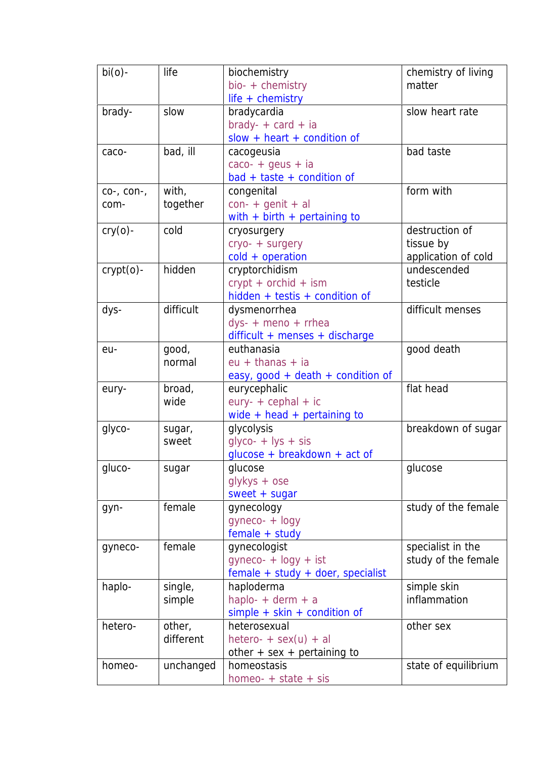| | | | |
|---|---|---|---|
| bi(o)- | life | biochemistry<br>bio- + chemistry<br>life + chemistry | chemistry of living matter |
| brady- | slow | bradycardia<br>brady- + card + ia<br>slow + heart + condition of | slow heart rate |
| caco- | bad, ill | cacogeusia<br>caco- + geus + ia<br>bad + taste + condition of | bad taste |
| co-, con-, com- | with, together | congenital<br>con- + genit + al<br>with + birth + pertaining to | form with |
| cry(o)- | cold | cryosurgery<br>cryo- + surgery<br>cold + operation | destruction of tissue by application of cold |
| crypt(o)- | hidden | cryptorchidism<br>crypt + orchid + ism<br>hidden + testis + condition of | undescended testicle |
| dys- | difficult | dysmenorrhea<br>dys- + meno + rrhea<br>difficult + menses + discharge | difficult menses |
| eu- | good, normal | euthanasia<br>eu + thanas + ia<br>easy, good + death + condition of | good death |
| eury- | broad, wide | eurycephalic<br>eury- + cephal + ic<br>wide + head + pertaining to | flat head |
| glyco- | sugar, sweet | glycolysis<br>glyco- + lys + sis<br>glucose + breakdown + act of | breakdown of sugar |
| gluco- | sugar | glucose<br>glykys + ose<br>sweet + sugar | glucose |
| gyn- | female | gynecology<br>gyneco- + logy<br>female + study | study of the female |
| gyneco- | female | gynecologist<br>gyneco- + logy + ist<br>female + study + doer, specialist | specialist in the study of the female |
| haplo- | single, simple | haploderma<br>haplo- + derm + a<br>simple + skin + condition of | simple skin inflammation |
| hetero- | other, different | heterosexual<br>hetero- + sex(u) + al<br>other + sex + pertaining to | other sex |
| homeo- | unchanged | homeostasis<br>homeo- + state + sis | state of equilibrium |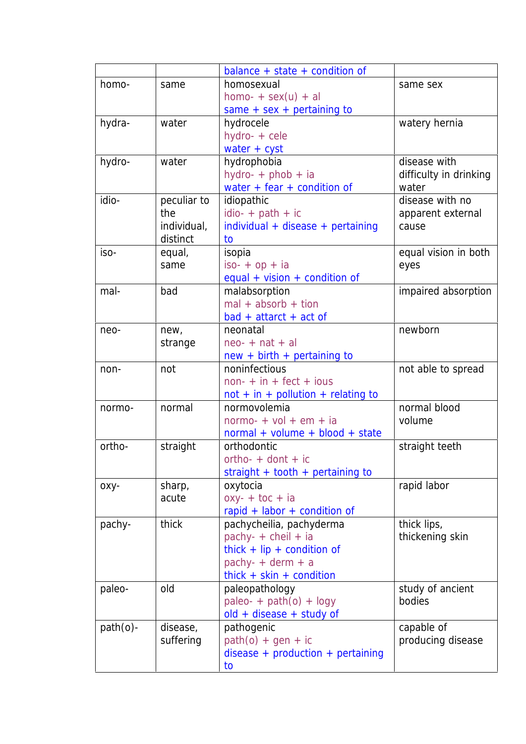| | | | |
|---|---|---|---|
| | | balance + state + condition of | |
| homo- | same | homosexual<br>homo- + sex(u) + al<br>same + sex + pertaining to | same sex |
| hydra- | water | hydrocele<br>hydro- + cele<br>water + cyst | watery hernia |
| hydro- | water | hydrophobia<br>hydro- + phob + ia<br>water + fear + condition of | disease with difficulty in drinking water |
| idio- | peculiar to the individual, distinct | idiopathic<br>idio- + path + ic<br>individual + disease + pertaining to | disease with no apparent external cause |
| iso- | equal, same | isopia<br>iso- + op + ia<br>equal + vision + condition of | equal vision in both eyes |
| mal- | bad | malabsorption<br>mal + absorb + tion<br>bad + attract + act of | impaired absorption |
| neo- | new, strange | neonatal<br>neo- + nat + al<br>new + birth + pertaining to | newborn |
| non- | not | noninfectious<br>non- + in + fect + ious<br>not + in + pollution + relating to | not able to spread |
| normo- | normal | normovolemia<br>normo- + vol + em + ia<br>normal + volume + blood + state | normal blood volume |
| ortho- | straight | orthodontic<br>ortho- + dont + ic<br>straight + tooth + pertaining to | straight teeth |
| oxy- | sharp, acute | oxytocia<br>oxy- + toc + ia<br>rapid + labor + condition of | rapid labor |
| pachy- | thick | pachycheilia, pachyderma<br>pachy- + cheil + ia<br>thick + lip + condition of<br>pachy- + derm + a<br>thick + skin + condition | thick lips, thickening skin |
| paleo- | old | paleopathology<br>paleo- + path(o) + logy<br>old + disease + study of | study of ancient bodies |
| path(o)- | disease, suffering | pathogenic<br>path(o) + gen + ic<br>disease + production + pertaining to | capable of producing disease |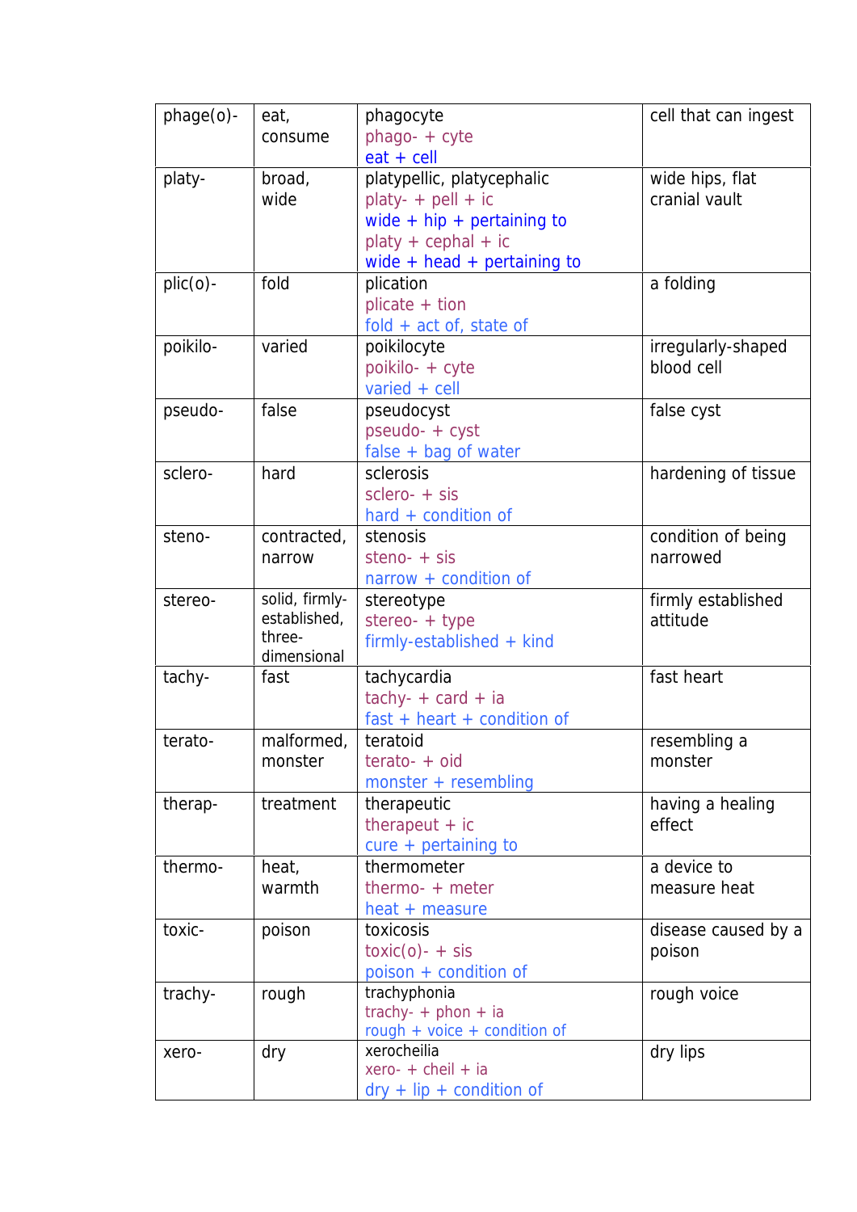| phage(o)- | eat, consume | phagocyte<br>phago- + cyte<br>eat + cell | cell that can ingest |
|---|---|---|---|
| platy- | broad, wide | platypellic, platycephalic<br>platy- + pell + ic<br>wide + hip + pertaining to<br>platy + cephal + ic<br>wide + head + pertaining to | wide hips, flat cranial vault |
| plic(o)- | fold | plication<br>plicate + tion<br>fold + act of, state of | a folding |
| poikilo- | varied | poikilocyte<br>poikilo- + cyte<br>varied + cell | irregularly-shaped blood cell |
| pseudo- | false | pseudocyst<br>pseudo- + cyst<br>false + bag of water | false cyst |
| sclero- | hard | sclerosis<br>sclero- + sis<br>hard + condition of | hardening of tissue |
| steno- | contracted, narrow | stenosis<br>steno- + sis<br>narrow + condition of | condition of being narrowed |
| stereo- | solid, firmly-established, three-dimensional | stereotype<br>stereo- + type<br>firmly-established + kind | firmly established attitude |
| tachy- | fast | tachycardia<br>tachy- + card + ia<br>fast + heart + condition of | fast heart |
| terato- | malformed, monster | teratoid<br>terato- + oid<br>monster + resembling | resembling a monster |
| therap- | treatment | therapeutic<br>therapeut + ic<br>cure + pertaining to | having a healing effect |
| thermo- | heat, warmth | thermometer<br>thermo- + meter<br>heat + measure | a device to measure heat |
| toxic- | poison | toxicosis<br>toxic(o)- + sis<br>poison + condition of | disease caused by a poison |
| trachy- | rough | trachyphonia<br>trachy- + phon + ia<br>rough + voice + condition of | rough voice |
| xero- | dry | xerocheilia<br>xero- + cheil + ia<br>dry + lip + condition of | dry lips |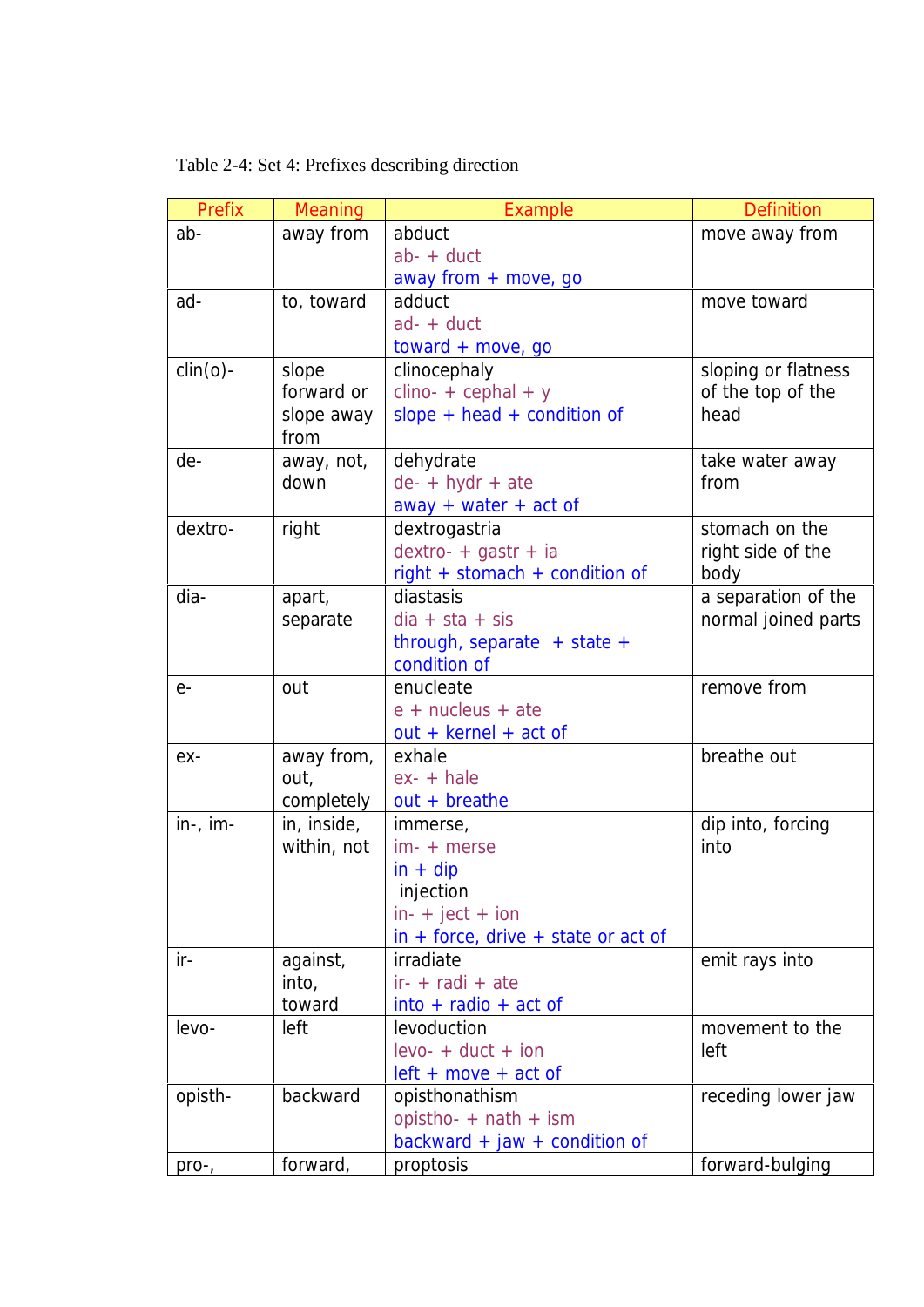Table 2-4: Set 4: Prefixes describing direction

| Prefix | Meaning | Example | Definition |
|---|---|---|---|
| ab- | away from | abduct<br>ab- + duct<br>away from + move, go | move away from |
| ad- | to, toward | adduct<br>ad- + duct<br>toward + move, go | move toward |
| clin(o)- | slope forward or slope away from | clinocephaly<br>clino- + cephal + y<br>slope + head + condition of | sloping or flatness of the top of the head |
| de- | away, not, down | dehydrate<br>de- + hydr + ate<br>away + water + act of | take water away from |
| dextro- | right | dextrogastria<br>dextro- + gastr + ia<br>right + stomach + condition of | stomach on the right side of the body |
| dia- | apart, separate | diastasis<br>dia + sta + sis<br>through, separate + state + condition of | a separation of the normal joined parts |
| e- | out | enucleate<br>e + nucleus + ate<br>out + kernel + act of | remove from |
| ex- | away from, out, completely | exhale<br>ex- + hale<br>out + breathe | breathe out |
| in-, im- | in, inside, within, not | immerse,<br>im- + merse<br>in + dip<br>injection<br>in- + ject + ion<br>in + force, drive + state or act of | dip into, forcing into |
| ir- | against, into, toward | irradiate<br>ir- + radi + ate<br>into + radio + act of | emit rays into |
| levo- | left | levoduction<br>levo- + duct + ion<br>left + move + act of | movement to the left |
| opisth- | backward | opisthonathism<br>opistho- + nath + ism<br>backward + jaw + condition of | receding lower jaw |
| pro-, | forward, | proptosis | forward-bulging |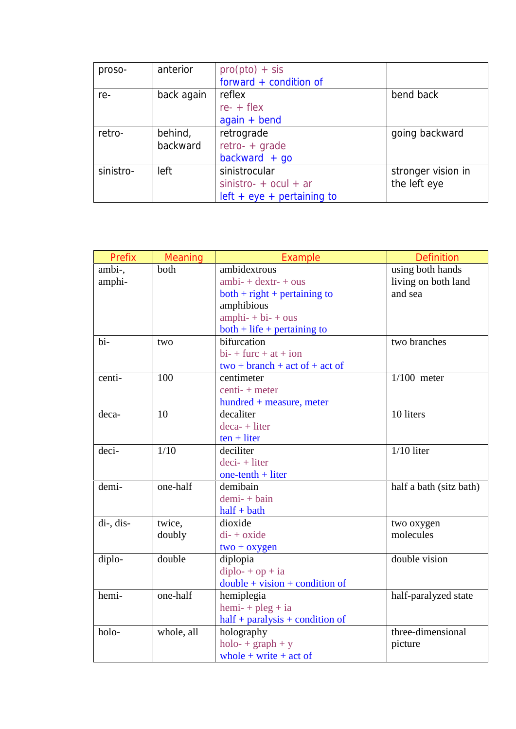| | | | |
|---|---|---|---|
| proso- | anterior | pro(pto) + sis<br>forward + condition of | |
| re- | back again | reflex<br>re- + flex<br>again + bend | bend back |
| retro- | behind, backward | retrograde<br>retro- + grade<br>backward + go | going backward |
| sinistro- | left | sinistrocular<br>sinistro- + ocul + ar<br>left + eye + pertaining to | stronger vision in the left eye |

| Prefix | Meaning | Example | Definition |
|---|---|---|---|
| ambi-, amphi- | both | ambidextrous<br>ambi- + dextr- + ous<br>both + right + pertaining to<br>amphibious<br>amphi- + bi- + ous<br>both + life + pertaining to | using both hands<br>living on both land and sea |
| bi- | two | bifurcation<br>bi- + furc + at + ion<br>two + branch + act of + act of | two branches |
| centi- | 100 | centimeter<br>centi- + meter<br>hundred + measure, meter | 1/100 meter |
| deca- | 10 | decaliter<br>deca- + liter<br>ten + liter | 10 liters |
| deci- | 1/10 | deciliter<br>deci- + liter<br>one-tenth + liter | 1/10 liter |
| demi- | one-half | demibain<br>demi- + bain<br>half + bath | half a bath (sitz bath) |
| di-, dis- | twice, doubly | dioxide<br>di- + oxide<br>two + oxygen | two oxygen molecules |
| diplo- | double | diplopia<br>diplo- + op + ia<br>double + vision + condition of | double vision |
| hemi- | one-half | hemiplegia<br>hemi- + pleg + ia<br>half + paralysis + condition of | half-paralyzed state |
| holo- | whole, all | holography<br>holo- + graph + y<br>whole + write + act of | three-dimensional picture |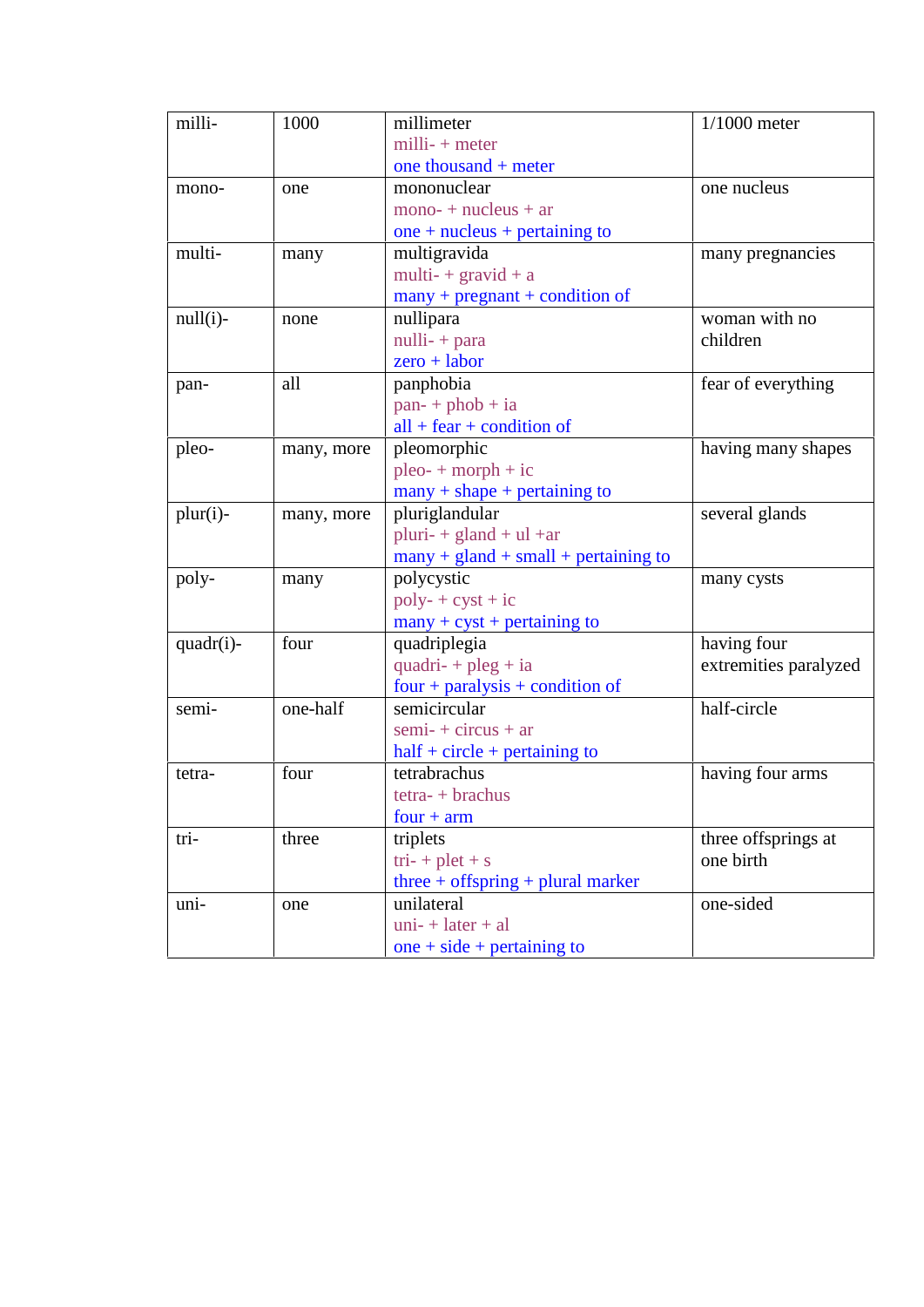| milli- | 1000 | millimeter<br>milli- + meter<br>one thousand + meter | 1/1000 meter |
|---|---|---|---|
| mono- | one | mononuclear<br>mono- + nucleus + ar<br>one + nucleus + pertaining to | one nucleus |
| multi- | many | multigravida<br>multi- + gravid + a<br>many + pregnant + condition of | many pregnancies |
| null(i)- | none | nullipara<br>nulli- + para<br>zero + labor | woman with no children |
| pan- | all | panphobia<br>pan- + phob + ia<br>all + fear + condition of | fear of everything |
| pleo- | many, more | pleomorphic<br>pleo- + morph + ic<br>many + shape + pertaining to | having many shapes |
| plur(i)- | many, more | pluriglandular<br>pluri- + gland + ul +ar<br>many + gland + small + pertaining to | several glands |
| poly- | many | polycystic<br>poly- + cyst + ic<br>many + cyst + pertaining to | many cysts |
| quadr(i)- | four | quadriplegia<br>quadri- + pleg + ia<br>four + paralysis + condition of | having four extremities paralyzed |
| semi- | one-half | semicircular<br>semi- + circus + ar<br>half + circle + pertaining to | half-circle |
| tetra- | four | tetrabrachus<br>tetra- + brachus<br>four + arm | having four arms |
| tri- | three | triplets<br>tri- + plet + s<br>three + offspring + plural marker | three offsprings at one birth |
| uni- | one | unilateral<br>uni- + later + al<br>one + side + pertaining to | one-sided |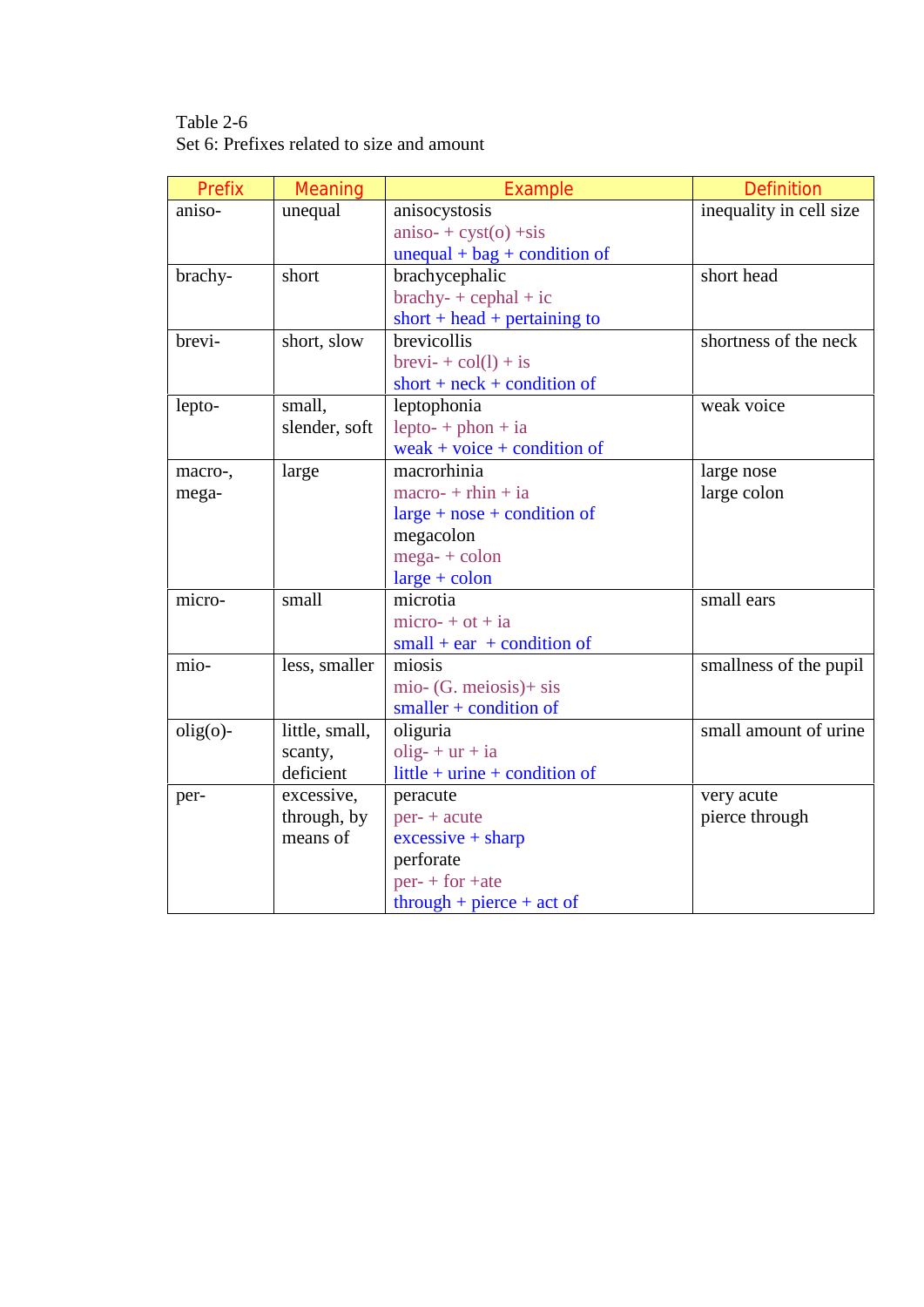Table 2-6
Set 6: Prefixes related to size and amount

| Prefix | Meaning | Example | Definition |
|---|---|---|---|
| aniso- | unequal | anisocystosis<br>aniso- + cyst(o) +sis<br>unequal + bag + condition of | inequality in cell size |
| brachy- | short | brachycephalic<br>brachy- + cephal + ic<br>short + head + pertaining to | short head |
| brevi- | short, slow | brevicollis<br>brevi- + col(l) + is<br>short + neck + condition of | shortness of the neck |
| lepto- | small, slender, soft | leptophonia<br>lepto- + phon + ia<br>weak + voice + condition of | weak voice |
| macro-, mega- | large | macrorhinia<br>macro- + rhin + ia<br>large + nose + condition of<br>megacolon<br>mega- + colon<br>large + colon | large nose<br>large colon |
| micro- | small | microtia<br>micro- + ot + ia<br>small + ear + condition of | small ears |
| mio- | less, smaller | miosis<br>mio- (G. meiosis)+ sis<br>smaller + condition of | smallness of the pupil |
| olig(o)- | little, small, scanty, deficient | oliguria<br>olig- + ur + ia<br>little + urine + condition of | small amount of urine |
| per- | excessive, through, by means of | peracute<br>per- + acute<br>excessive + sharp<br>perforate<br>per- + for +ate<br>through + pierce + act of | very acute<br>pierce through |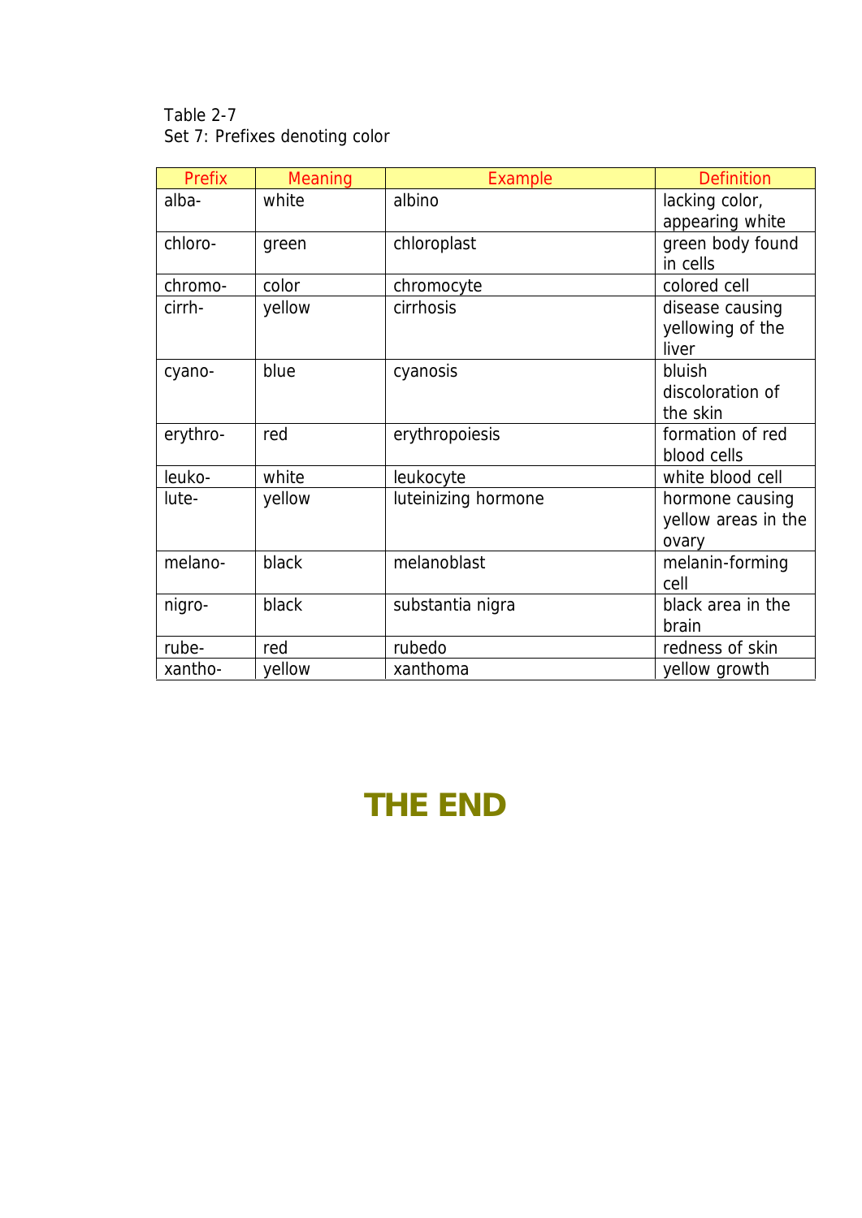Table 2-7
Set 7: Prefixes denoting color

| Prefix | Meaning | Example | Definition |
| --- | --- | --- | --- |
| alba- | white | albino | lacking color, appearing white |
| chloro- | green | chloroplast | green body found in cells |
| chromo- | color | chromocyte | colored cell |
| cirrh- | yellow | cirrhosis | disease causing yellowing of the liver |
| cyano- | blue | cyanosis | bluish discoloration of the skin |
| erythro- | red | erythropoiesis | formation of red blood cells |
| leuko- | white | leukocyte | white blood cell |
| lute- | yellow | luteinizing hormone | hormone causing yellow areas in the ovary |
| melano- | black | melanoblast | melanin-forming cell |
| nigro- | black | substantia nigra | black area in the brain |
| rube- | red | rubedo | redness of skin |
| xantho- | yellow | xanthoma | yellow growth |

**THE END**